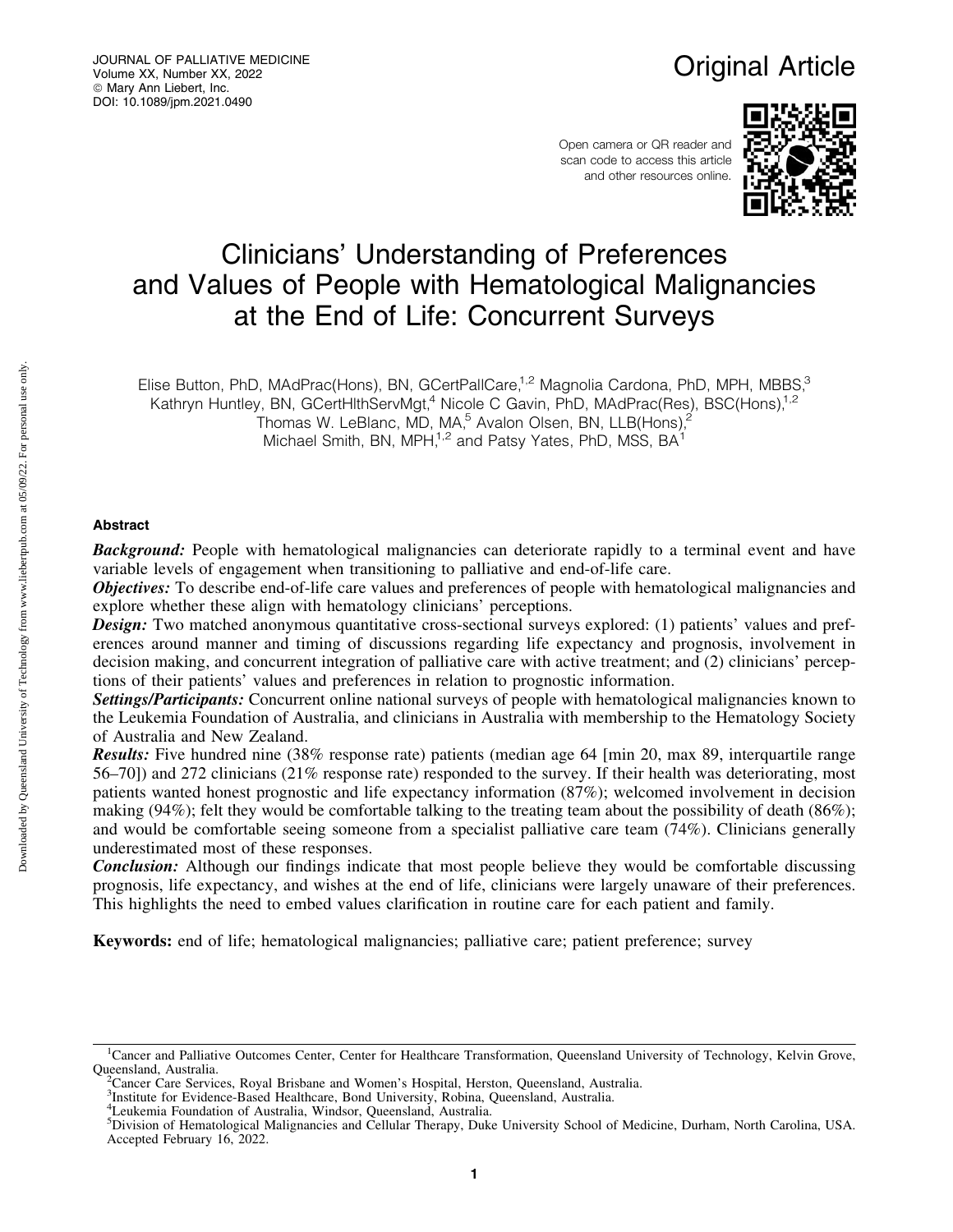Original Article

# Clinicians' Understanding of Preferences and Values of People with Hematological Malignancies at the End of Life: Concurrent Surveys

Elise Button, PhD, MAdPrac(Hons), BN, GCertPallCare,[1,2] Magnolia Cardona, PhD, MPH, MBBS,[3] Kathryn Huntley, BN, GCertHlthServMgt,[4] Nicole C Gavin, PhD, MAdPrac(Res), BSC(Hons),[1,2] Thomas W. LeBlanc, MD, MA,[5] Avalon Olsen, BN, LLB(Hons),[2] Michael Smith, BN, MPH,[1,2] and Patsy Yates, PhD, MSS, BA[1]

## Abstract

***Background:*** People with hematological malignancies can deteriorate rapidly to a terminal event and have variable levels of engagement when transitioning to palliative and end-of-life care.

***Objectives:*** To describe end-of-life care values and preferences of people with hematological malignancies and explore whether these align with hematology clinicians' perceptions.

***Design:*** Two matched anonymous quantitative cross-sectional surveys explored: (1) patients' values and preferences around manner and timing of discussions regarding life expectancy and prognosis, involvement in decision making, and concurrent integration of palliative care with active treatment; and (2) clinicians' perceptions of their patients' values and preferences in relation to prognostic information.

***Settings/Participants:*** Concurrent online national surveys of people with hematological malignancies known to the Leukemia Foundation of Australia, and clinicians in Australia with membership to the Hematology Society of Australia and New Zealand.

***Results:*** Five hundred nine (38% response rate) patients (median age 64 [min 20, max 89, interquartile range 56–70]) and 272 clinicians (21% response rate) responded to the survey. If their health was deteriorating, most patients wanted honest prognostic and life expectancy information (87%); welcomed involvement in decision making (94%); felt they would be comfortable talking to the treating team about the possibility of death (86%); and would be comfortable seeing someone from a specialist palliative care team (74%). Clinicians generally underestimated most of these responses.

***Conclusion:*** Although our findings indicate that most people believe they would be comfortable discussing prognosis, life expectancy, and wishes at the end of life, clinicians were largely unaware of their preferences. This highlights the need to embed values clarification in routine care for each patient and family.

**Keywords:** end of life; hematological malignancies; palliative care; patient preference; survey

---

[1]Cancer and Palliative Outcomes Center, Center for Healthcare Transformation, Queensland University of Technology, Kelvin Grove, Queensland, Australia.
[2]Cancer Care Services, Royal Brisbane and Women's Hospital, Herston, Queensland, Australia.
[3]Institute for Evidence-Based Healthcare, Bond University, Robina, Queensland, Australia.
[4]Leukemia Foundation of Australia, Windsor, Queensland, Australia.
[5]Division of Hematological Malignancies and Cellular Therapy, Duke University School of Medicine, Durham, North Carolina, USA.
Accepted February 16, 2022.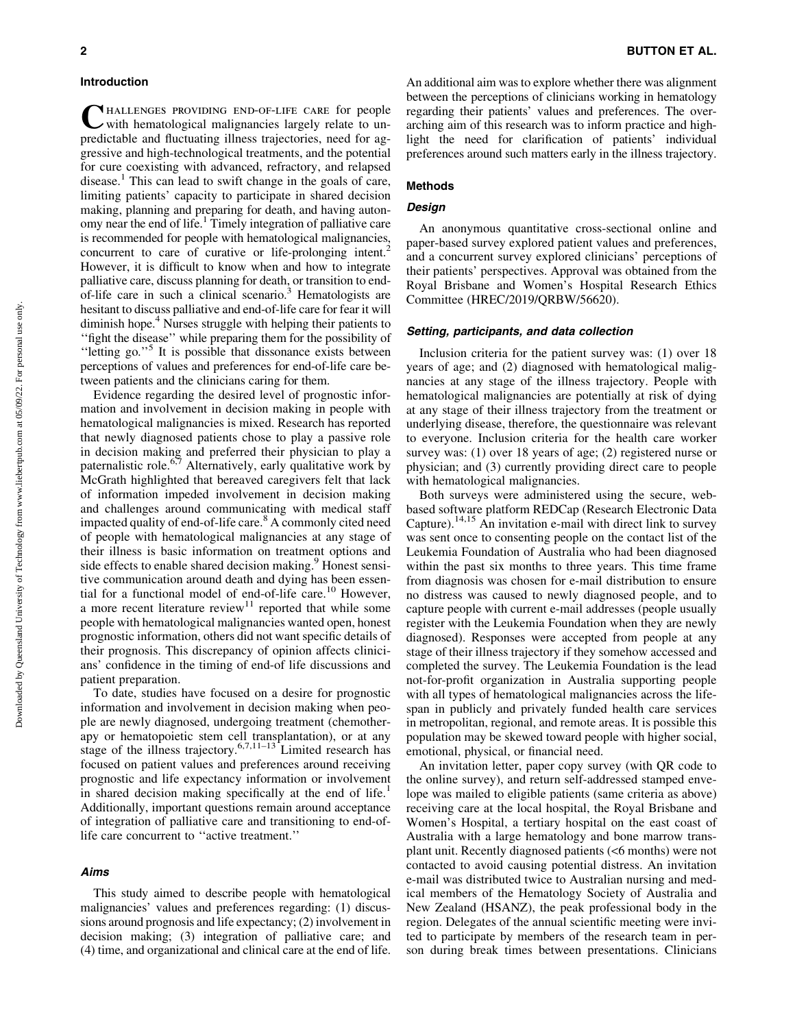## Introduction

Challenges providing end-of-life care for people with hematological malignancies largely relate to unpredictable and fluctuating illness trajectories, need for aggressive and high-technological treatments, and the potential for cure coexisting with advanced, refractory, and relapsed disease.[1] This can lead to swift change in the goals of care, limiting patients' capacity to participate in shared decision making, planning and preparing for death, and having autonomy near the end of life.[1] Timely integration of palliative care is recommended for people with hematological malignancies, concurrent to care of curative or life-prolonging intent.[2] However, it is difficult to know when and how to integrate palliative care, discuss planning for death, or transition to end-of-life care in such a clinical scenario.[3] Hematologists are hesitant to discuss palliative and end-of-life care for fear it will diminish hope.[4] Nurses struggle with helping their patients to ''fight the disease'' while preparing them for the possibility of ''letting go.''[5] It is possible that dissonance exists between perceptions of values and preferences for end-of-life care between patients and the clinicians caring for them.

Evidence regarding the desired level of prognostic information and involvement in decision making in people with hematological malignancies is mixed. Research has reported that newly diagnosed patients chose to play a passive role in decision making and preferred their physician to play a paternalistic role.[6,7] Alternatively, early qualitative work by McGrath highlighted that bereaved caregivers felt that lack of information impeded involvement in decision making and challenges around communicating with medical staff impacted quality of end-of-life care.[8] A commonly cited need of people with hematological malignancies at any stage of their illness is basic information on treatment options and side effects to enable shared decision making.[9] Honest sensitive communication around death and dying has been essential for a functional model of end-of-life care.[10] However, a more recent literature review[11] reported that while some people with hematological malignancies wanted open, honest prognostic information, others did not want specific details of their prognosis. This discrepancy of opinion affects clinicians' confidence in the timing of end-of life discussions and patient preparation.

To date, studies have focused on a desire for prognostic information and involvement in decision making when people are newly diagnosed, undergoing treatment (chemotherapy or hematopoietic stem cell transplantation), or at any stage of the illness trajectory.[6,7,11–13] Limited research has focused on patient values and preferences around receiving prognostic and life expectancy information or involvement in shared decision making specifically at the end of life.[1] Additionally, important questions remain around acceptance of integration of palliative care and transitioning to end-of-life care concurrent to ''active treatment.''

### Aims

This study aimed to describe people with hematological malignancies' values and preferences regarding: (1) discussions around prognosis and life expectancy; (2) involvement in decision making; (3) integration of palliative care; and (4) time, and organizational and clinical care at the end of life. An additional aim was to explore whether there was alignment between the perceptions of clinicians working in hematology regarding their patients' values and preferences. The overarching aim of this research was to inform practice and highlight the need for clarification of patients' individual preferences around such matters early in the illness trajectory.

## Methods

### Design

An anonymous quantitative cross-sectional online and paper-based survey explored patient values and preferences, and a concurrent survey explored clinicians' perceptions of their patients' perspectives. Approval was obtained from the Royal Brisbane and Women's Hospital Research Ethics Committee (HREC/2019/QRBW/56620).

### Setting, participants, and data collection

Inclusion criteria for the patient survey was: (1) over 18 years of age; and (2) diagnosed with hematological malignancies at any stage of the illness trajectory. People with hematological malignancies are potentially at risk of dying at any stage of their illness trajectory from the treatment or underlying disease, therefore, the questionnaire was relevant to everyone. Inclusion criteria for the health care worker survey was: (1) over 18 years of age; (2) registered nurse or physician; and (3) currently providing direct care to people with hematological malignancies.

Both surveys were administered using the secure, web-based software platform REDCap (Research Electronic Data Capture).[14,15] An invitation e-mail with direct link to survey was sent once to consenting people on the contact list of the Leukemia Foundation of Australia who had been diagnosed within the past six months to three years. This time frame from diagnosis was chosen for e-mail distribution to ensure no distress was caused to newly diagnosed people, and to capture people with current e-mail addresses (people usually register with the Leukemia Foundation when they are newly diagnosed). Responses were accepted from people at any stage of their illness trajectory if they somehow accessed and completed the survey. The Leukemia Foundation is the lead not-for-profit organization in Australia supporting people with all types of hematological malignancies across the lifespan in publicly and privately funded health care services in metropolitan, regional, and remote areas. It is possible this population may be skewed toward people with higher social, emotional, physical, or financial need.

An invitation letter, paper copy survey (with QR code to the online survey), and return self-addressed stamped envelope was mailed to eligible patients (same criteria as above) receiving care at the local hospital, the Royal Brisbane and Women's Hospital, a tertiary hospital on the east coast of Australia with a large hematology and bone marrow transplant unit. Recently diagnosed patients (<6 months) were not contacted to avoid causing potential distress. An invitation e-mail was distributed twice to Australian nursing and medical members of the Hematology Society of Australia and New Zealand (HSANZ), the peak professional body in the region. Delegates of the annual scientific meeting were invited to participate by members of the research team in person during break times between presentations. Clinicians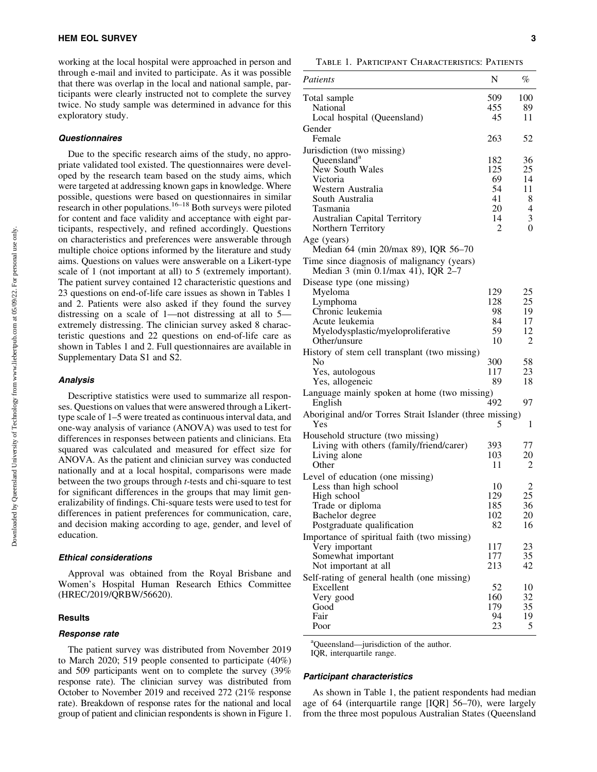working at the local hospital were approached in person and through e-mail and invited to participate. As it was possible that there was overlap in the local and national sample, participants were clearly instructed not to complete the survey twice. No study sample was determined in advance for this exploratory study.

### Questionnaires

Due to the specific research aims of the study, no appropriate validated tool existed. The questionnaires were developed by the research team based on the study aims, which were targeted at addressing known gaps in knowledge. Where possible, questions were based on questionnaires in similar research in other populations.[16–18] Both surveys were piloted for content and face validity and acceptance with eight participants, respectively, and refined accordingly. Questions on characteristics and preferences were answerable through multiple choice options informed by the literature and study aims. Questions on values were answerable on a Likert-type scale of 1 (not important at all) to 5 (extremely important). The patient survey contained 12 characteristic questions and 23 questions on end-of-life care issues as shown in Tables 1 and 2. Patients were also asked if they found the survey distressing on a scale of 1—not distressing at all to 5—extremely distressing. The clinician survey asked 8 characteristic questions and 22 questions on end-of-life care as shown in Tables 1 and 2. Full questionnaires are available in Supplementary Data S1 and S2.

### Analysis

Descriptive statistics were used to summarize all responses. Questions on values that were answered through a Likert-type scale of 1–5 were treated as continuous interval data, and one-way analysis of variance (ANOVA) was used to test for differences in responses between patients and clinicians. Eta squared was calculated and measured for effect size for ANOVA. As the patient and clinician survey was conducted nationally and at a local hospital, comparisons were made between the two groups through *t*-tests and chi-square to test for significant differences in the groups that may limit generalizability of findings. Chi-square tests were used to test for differences in patient preferences for communication, care, and decision making according to age, gender, and level of education.

### Ethical considerations

Approval was obtained from the Royal Brisbane and Women's Hospital Human Research Ethics Committee (HREC/2019/QRBW/56620).

## Results

### Response rate

The patient survey was distributed from November 2019 to March 2020; 519 people consented to participate (40%) and 509 participants went on to complete the survey (39% response rate). The clinician survey was distributed from October to November 2019 and received 272 (21% response rate). Breakdown of response rates for the national and local group of patient and clinician respondents is shown in Figure 1.

Table 1. Participant Characteristics: Patients

| *Patients* | N | % |
|---|---|---|
| Total sample | 509 | 100 |
| National | 455 | 89 |
| Local hospital (Queensland) | 45 | 11 |
| Gender | | |
| Female | 263 | 52 |
| Jurisdiction (two missing) | | |
| Queensland[a] | 182 | 36 |
| New South Wales | 125 | 25 |
| Victoria | 69 | 14 |
| Western Australia | 54 | 11 |
| South Australia | 41 | 8 |
| Tasmania | 20 | 4 |
| Australian Capital Territory | 14 | 3 |
| Northern Territory | 2 | 0 |
| Age (years) | | |
| Median 64 (min 20/max 89), IQR 56–70 | | |
| Time since diagnosis of malignancy (years) | | |
| Median 3 (min 0.1/max 41), IQR 2–7 | | |
| Disease type (one missing) | | |
| Myeloma | 129 | 25 |
| Lymphoma | 128 | 25 |
| Chronic leukemia | 98 | 19 |
| Acute leukemia | 84 | 17 |
| Myelodysplastic/myeloproliferative | 59 | 12 |
| Other/unsure | 10 | 2 |
| History of stem cell transplant (two missing) | | |
| No | 300 | 58 |
| Yes, autologous | 117 | 23 |
| Yes, allogeneic | 89 | 18 |
| Language mainly spoken at home (two missing) | | |
| English | 492 | 97 |
| Aboriginal and/or Torres Strait Islander (three missing) | | |
| Yes | 5 | 1 |
| Household structure (two missing) | | |
| Living with others (family/friend/carer) | 393 | 77 |
| Living alone | 103 | 20 |
| Other | 11 | 2 |
| Level of education (one missing) | | |
| Less than high school | 10 | 2 |
| High school | 129 | 25 |
| Trade or diploma | 185 | 36 |
| Bachelor degree | 102 | 20 |
| Postgraduate qualification | 82 | 16 |
| Importance of spiritual faith (two missing) | | |
| Very important | 117 | 23 |
| Somewhat important | 177 | 35 |
| Not important at all | 213 | 42 |
| Self-rating of general health (one missing) | | |
| Excellent | 52 | 10 |
| Very good | 160 | 32 |
| Good | 179 | 35 |
| Fair | 94 | 19 |
| Poor | 23 | 5 |

[a]Queensland—jurisdiction of the author.
IQR, interquartile range.

### Participant characteristics

As shown in Table 1, the patient respondents had median age of 64 (interquartile range [IQR] 56–70), were largely from the three most populous Australian States (Queensland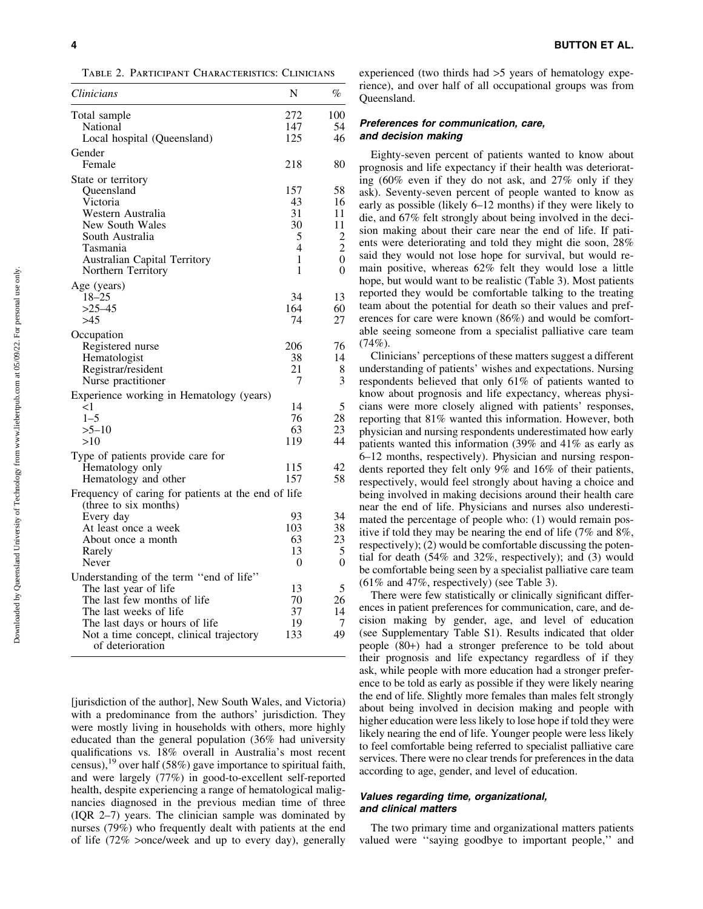Table 2. Participant Characteristics: Clinicians

| Clinicians | N | % |
|---|---|---|
| Total sample | 272 | 100 |
| National | 147 | 54 |
| Local hospital (Queensland) | 125 | 46 |
| Gender | | |
| Female | 218 | 80 |
| State or territory | | |
| Queensland | 157 | 58 |
| Victoria | 43 | 16 |
| Western Australia | 31 | 11 |
| New South Wales | 30 | 11 |
| South Australia | 5 | 2 |
| Tasmania | 4 | 2 |
| Australian Capital Territory | 1 | 0 |
| Northern Territory | 1 | 0 |
| Age (years) | | |
| 18–25 | 34 | 13 |
| >25–45 | 164 | 60 |
| >45 | 74 | 27 |
| Occupation | | |
| Registered nurse | 206 | 76 |
| Hematologist | 38 | 14 |
| Registrar/resident | 21 | 8 |
| Nurse practitioner | 7 | 3 |
| Experience working in Hematology (years) | | |
| <1 | 14 | 5 |
| 1–5 | 76 | 28 |
| >5–10 | 63 | 23 |
| >10 | 119 | 44 |
| Type of patients provide care for | | |
| Hematology only | 115 | 42 |
| Hematology and other | 157 | 58 |
| Frequency of caring for patients at the end of life (three to six months) | | |
| Every day | 93 | 34 |
| At least once a week | 103 | 38 |
| About once a month | 63 | 23 |
| Rarely | 13 | 5 |
| Never | 0 | 0 |
| Understanding of the term ''end of life'' | | |
| The last year of life | 13 | 5 |
| The last few months of life | 70 | 26 |
| The last weeks of life | 37 | 14 |
| The last days or hours of life | 19 | 7 |
| Not a time concept, clinical trajectory of deterioration | 133 | 49 |

[jurisdiction of the author], New South Wales, and Victoria) with a predominance from the authors' jurisdiction. They were mostly living in households with others, more highly educated than the general population (36% had university qualifications vs. 18% overall in Australia's most recent census),[19] over half (58%) gave importance to spiritual faith, and were largely (77%) in good-to-excellent self-reported health, despite experiencing a range of hematological malignancies diagnosed in the previous median time of three (IQR 2–7) years. The clinician sample was dominated by nurses (79%) who frequently dealt with patients at the end of life (72% >once/week and up to every day), generally experienced (two thirds had >5 years of hematology experience), and over half of all occupational groups was from Queensland.

### Preferences for communication, care, and decision making

Eighty-seven percent of patients wanted to know about prognosis and life expectancy if their health was deteriorating (60% even if they do not ask, and 27% only if they ask). Seventy-seven percent of people wanted to know as early as possible (likely 6–12 months) if they were likely to die, and 67% felt strongly about being involved in the decision making about their care near the end of life. If patients were deteriorating and told they might die soon, 28% said they would not lose hope for survival, but would remain positive, whereas 62% felt they would lose a little hope, but would want to be realistic (Table 3). Most patients reported they would be comfortable talking to the treating team about the potential for death so their values and preferences for care were known (86%) and would be comfortable seeing someone from a specialist palliative care team (74%).

Clinicians' perceptions of these matters suggest a different understanding of patients' wishes and expectations. Nursing respondents believed that only 61% of patients wanted to know about prognosis and life expectancy, whereas physicians were more closely aligned with patients' responses, reporting that 81% wanted this information. However, both physician and nursing respondents underestimated how early patients wanted this information (39% and 41% as early as 6–12 months, respectively). Physician and nursing respondents reported they felt only 9% and 16% of their patients, respectively, would feel strongly about having a choice and being involved in making decisions around their health care near the end of life. Physicians and nurses also underestimated the percentage of people who: (1) would remain positive if told they may be nearing the end of life (7% and 8%, respectively); (2) would be comfortable discussing the potential for death (54% and 32%, respectively); and (3) would be comfortable being seen by a specialist palliative care team (61% and 47%, respectively) (see Table 3).

There were few statistically or clinically significant differences in patient preferences for communication, care, and decision making by gender, age, and level of education (see Supplementary Table S1). Results indicated that older people (80+) had a stronger preference to be told about their prognosis and life expectancy regardless of if they ask, while people with more education had a stronger preference to be told as early as possible if they were likely nearing the end of life. Slightly more females than males felt strongly about being involved in decision making and people with higher education were less likely to lose hope if told they were likely nearing the end of life. Younger people were less likely to feel comfortable being referred to specialist palliative care services. There were no clear trends for preferences in the data according to age, gender, and level of education.

### Values regarding time, organizational, and clinical matters

The two primary time and organizational matters patients valued were ''saying goodbye to important people,'' and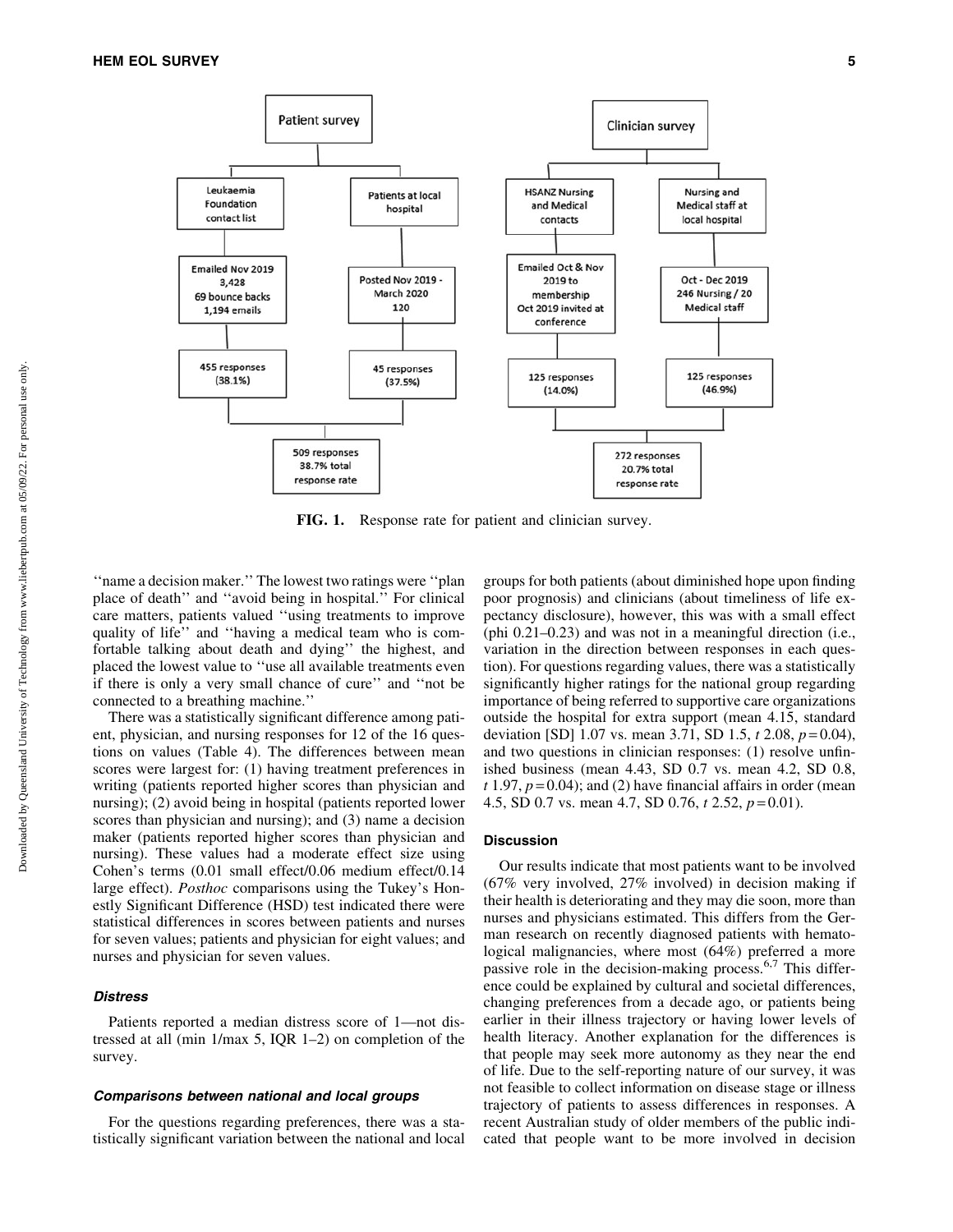FIG. 1. Response rate for patient and clinician survey.

''name a decision maker.'' The lowest two ratings were ''plan place of death'' and ''avoid being in hospital.'' For clinical care matters, patients valued ''using treatments to improve quality of life'' and ''having a medical team who is comfortable talking about death and dying'' the highest, and placed the lowest value to ''use all available treatments even if there is only a very small chance of cure'' and ''not be connected to a breathing machine.''

There was a statistically significant difference among patient, physician, and nursing responses for 12 of the 16 questions on values (Table 4). The differences between mean scores were largest for: (1) having treatment preferences in writing (patients reported higher scores than physician and nursing); (2) avoid being in hospital (patients reported lower scores than physician and nursing); and (3) name a decision maker (patients reported higher scores than physician and nursing). These values had a moderate effect size using Cohen's terms (0.01 small effect/0.06 medium effect/0.14 large effect). *Posthoc* comparisons using the Tukey's Honestly Significant Difference (HSD) test indicated there were statistical differences in scores between patients and nurses for seven values; patients and physician for eight values; and nurses and physician for seven values.

### Distress

Patients reported a median distress score of 1—not distressed at all (min 1/max 5, IQR 1–2) on completion of the survey.

### Comparisons between national and local groups

For the questions regarding preferences, there was a statistically significant variation between the national and local groups for both patients (about diminished hope upon finding poor prognosis) and clinicians (about timeliness of life expectancy disclosure), however, this was with a small effect (phi 0.21–0.23) and was not in a meaningful direction (i.e., variation in the direction between responses in each question). For questions regarding values, there was a statistically significantly higher ratings for the national group regarding importance of being referred to supportive care organizations outside the hospital for extra support (mean 4.15, standard deviation [SD] 1.07 vs. mean 3.71, SD 1.5, $t$ 2.08, $p = 0.04$), and two questions in clinician responses: (1) resolve unfinished business (mean 4.43, SD 0.7 vs. mean 4.2, SD 0.8, $t$ 1.97, $p = 0.04$); and (2) have financial affairs in order (mean 4.5, SD 0.7 vs. mean 4.7, SD 0.76, $t$ 2.52, $p = 0.01$).

## Discussion

Our results indicate that most patients want to be involved (67% very involved, 27% involved) in decision making if their health is deteriorating and they may die soon, more than nurses and physicians estimated. This differs from the German research on recently diagnosed patients with hematological malignancies, where most (64%) preferred a more passive role in the decision-making process.[6,7] This difference could be explained by cultural and societal differences, changing preferences from a decade ago, or patients being earlier in their illness trajectory or having lower levels of health literacy. Another explanation for the differences is that people may seek more autonomy as they near the end of life. Due to the self-reporting nature of our survey, it was not feasible to collect information on disease stage or illness trajectory of patients to assess differences in responses. A recent Australian study of older members of the public indicated that people want to be more involved in decision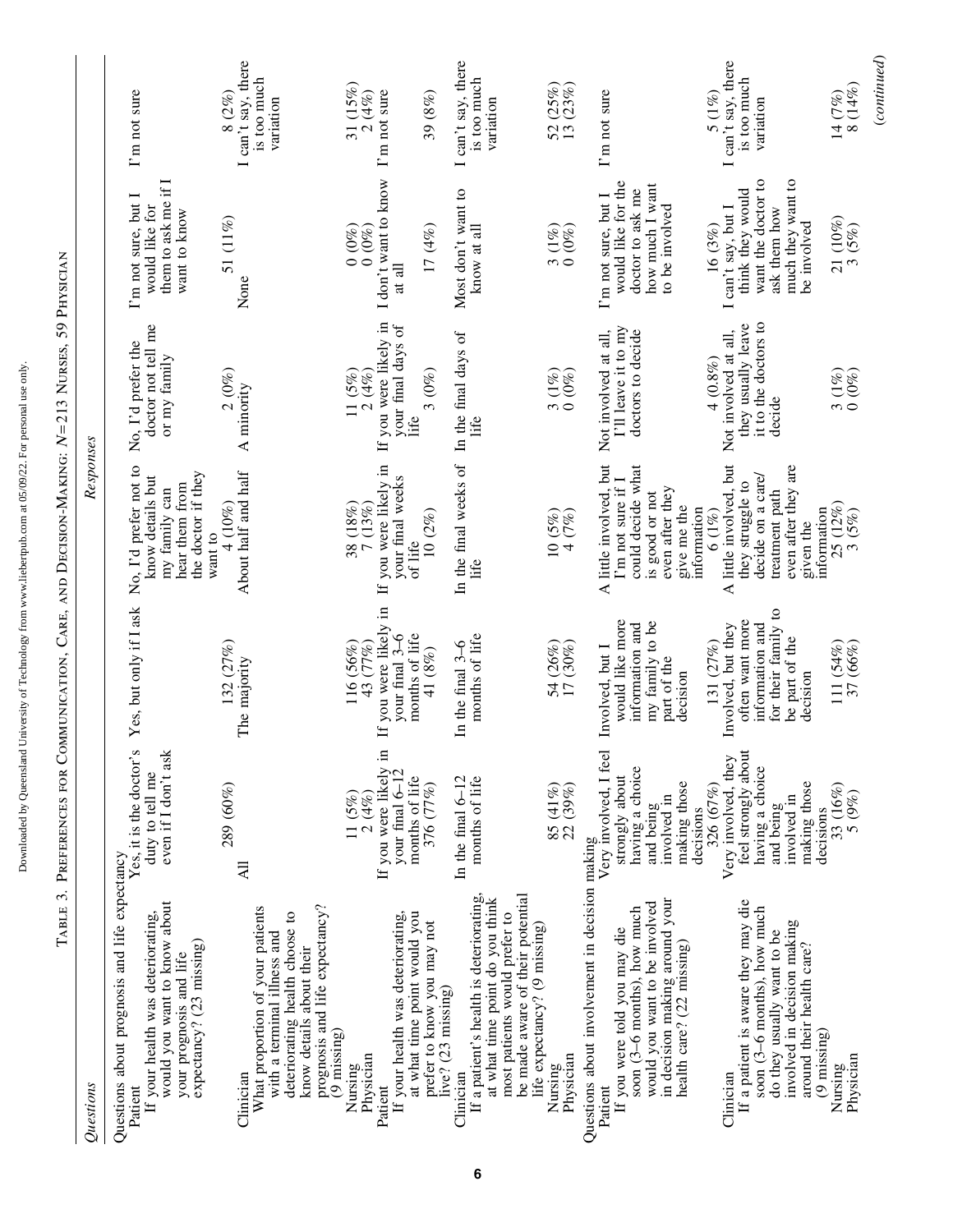TABLE 3. PREFERENCES FOR COMMUNICATION, CARE, AND DECISION-MAKING: $N$=213 NURSES, 59 PHYSICIAN

| *Questions* | *Responses* | | | | | |
|---|---|---|---|---|---|---|
| **Questions about prognosis and life expectancy** | | | | | | |
| Patient | | | | | | |
| If your health was deteriorating, would you want to know about your prognosis and life expectancy? (23 missing) | Yes, it is the doctor's duty to tell me even if I don't ask | Yes, but only if I ask | No, I'd prefer not to know details but my family can hear them from the doctor if they want to | No, I'd prefer the doctor not tell me or my family | I'm not sure, but I would like for them to ask me if I want to know | I'm not sure |
| | 289 (60%) | 132 (27%) | 4 (10%) | 2 (0%) | 51 (11%) | 8 (2%) |
| Clinician | | | | | | |
| What proportion of your patients with a terminal illness and deteriorating health choose to know details about their prognosis and life expectancy? (9 missing) | All | The majority | About half and half | A minority | None | I can't say, there is too much variation |
| Nursing | 11 (5%) | 116 (56%) | 38 (18%) | 11 (5%) | 0 (0%) | 31 (15%) |
| Physician | 2 (4%) | 43 (77%) | 7 (13%) | 2 (4%) | 0 (0%) | 2 (4%) |
| Patient | | | | | | |
| If your health was deteriorating, at what time point would you prefer to know you may not live? (23 missing) | If you were likely in your final 6–12 months of life | If you were likely in your final 3–6 months of life | If you were likely in your final weeks of life | If you were likely in your final days of life | I don't want to know at all | I'm not sure |
| | 376 (77%) | 41 (8%) | 10 (2%) | 3 (0%) | 17 (4%) | 39 (8%) |
| Clinician | | | | | | |
| If a patient's health is deteriorating, at what time point do you think most patients would prefer to be made aware of their potential life expectancy? (9 missing) | In the final 6–12 months of life | In the final 3–6 months of life | In the final weeks of life | In the final days of life | Most don't want to know at all | I can't say, there is too much variation |
| Nursing | 85 (41%) | 54 (26%) | 10 (5%) | 3 (1%) | 3 (1%) | 52 (25%) |
| Physician | 22 (39%) | 17 (30%) | 4 (7%) | 0 (0%) | 0 (0%) | 13 (23%) |
| **Questions about involvement in decision making** | | | | | | |
| Patient | | | | | | |
| If you were told you may die soon (3–6 months), how much would you want to be involved in decision making around your health care? (22 missing) | Very involved, I feel strongly about having a choice and being involved in making those decisions | Involved, but I would like more information and my family to be part of the decision | A little involved, but I'm not sure if I could decide what is good or not even after they give me the information | Not involved at all, I'll leave it to my doctors to decide | I'm not sure, but I would like for the doctor to ask me how much I want to be involved | I'm not sure |
| | 326 (67%) | 131 (27%) | 6 (1%) | 4 (0.8%) | 16 (3%) | 5 (1%) |
| Clinician | | | | | | |
| If a patient is aware they may die soon (3–6 months), how much do they usually want to be involved in decision making around their health care? (9 missing) | Very involved, they feel strongly about having a choice and being involved in making those decisions | Involved, but they often want more information and for their family to be part of the decision | A little involved, but they struggle to decide on a care/treatment path even after they are given the information | Not involved at all, they usually leave it to the doctors to decide | I can't say, but I think they would want the doctor to ask them how much they want to be involved | I can't say, there is too much variation |
| Nursing | 33 (16%) | 111 (54%) | 25 (12%) | 3 (1%) | 21 (10%) | 14 (7%) |
| Physician | 5 (9%) | 37 (66%) | 3 (5%) | 0 (0%) | 3 (5%) | 8 (14%) |

(*continued*)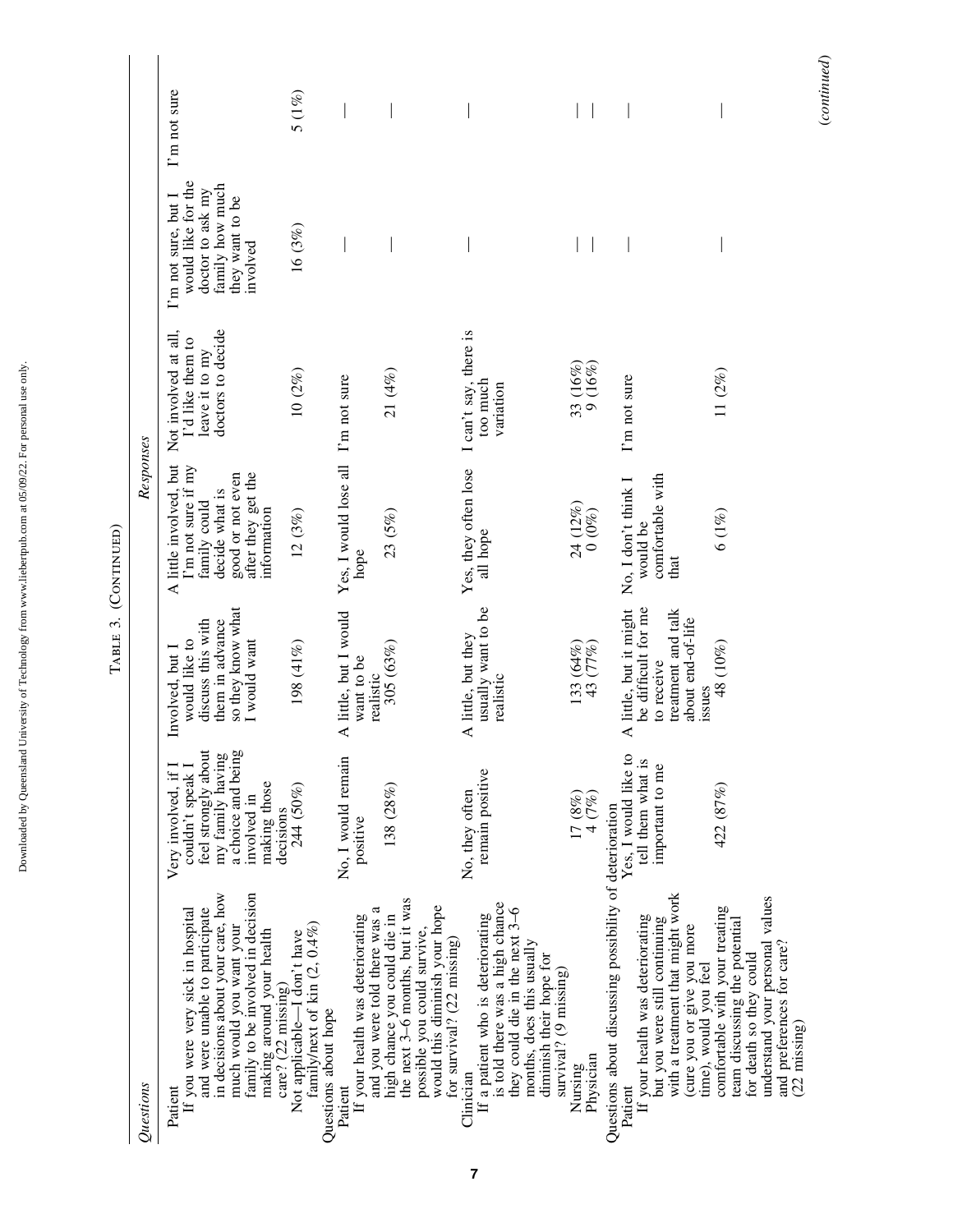Table 3. (Continued)

| Questions | Responses | | | | | |
|---|---|---|---|---|---|---|
| Patient | | | | | | |
| If you were very sick in hospital and were unable to participate in decisions about your care, how much would you want your family to be involved in decision making around your health care? (22 missing) | Very involved, if I couldn't speak I feel strongly about my family having a choice and being involved in making those decisions | Involved, but I would like to discuss this with them in advance so they know what I would want | A little involved, but I'm not sure if my family could decide what is good or not even after they get the information | Not involved at all, I'd like them to leave it to my doctors to decide | I'm not sure, but I would like for the doctor to ask my family how much they want to be involved | I'm not sure |
| Not applicable—I don't have family/next of kin (2, 0.4%) | 244 (50%) | 198 (41%) | 12 (3%) | 10 (2%) | 16 (3%) | 5 (1%) |
| Questions about hope | | | | | | |
| Patient | | | | | | |
| If your health was deteriorating and you were told there was a high chance you could die in the next 3–6 months, but it was possible you could survive, would this diminish your hope for survival? (22 missing) | No, I would remain positive | A little, but I would want to be realistic | Yes, I would lose all hope | I'm not sure | — | — |
| | 138 (28%) | 305 (63%) | 23 (5%) | 21 (4%) | — | — |
| Clinician | | | | | | |
| If a patient who is deteriorating is told there was a high chance they could die in the next 3–6 months, does this usually diminish their hope for survival? (9 missing) | No, they often remain positive | A little, but they usually want to be realistic | Yes, they often lose all hope | I can't say, there is too much variation | — | — |
| Nursing | 17 (8%) | 133 (64%) | 24 (12%) | 33 (16%) | — | — |
| Physician | 4 (7%) | 43 (77%) | 0 (0%) | 9 (16%) | — | — |
| Questions about discussing possibility of deterioration | | | | | | |
| Patient | | | | | | |
| If your health was deteriorating but you were still continuing with a treatment that might work (cure you or give you more time), would you feel comfortable with your treating team discussing the potential for death so they could understand your personal values and preferences for care? (22 missing) | Yes, I would like to tell them what is important to me | A little, but it might be difficult for me to receive treatment and talk about end-of-life issues | No, I don't think I would be comfortable with that | I'm not sure | — | — |
| | 422 (87%) | 48 (10%) | 6 (1%) | 11 (2%) | — | — |

(continued)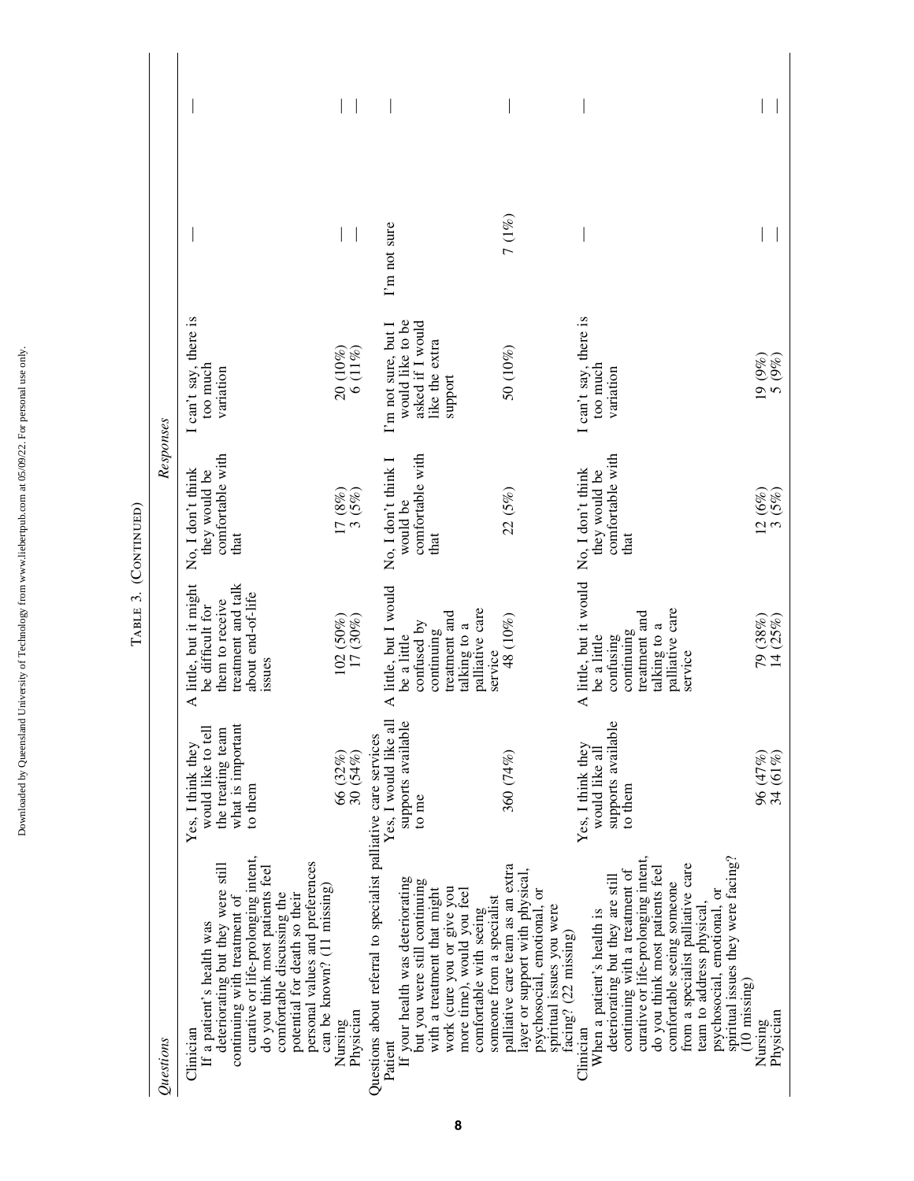TABLE 3. (CONTINUED)

| Questions | Responses | | | | | |
|---|---|---|---|---|---|---|
| Clinician<br>If a patient's health was deteriorating but they were still continuing with treatment of curative or life-prolonging intent, do you think most patients feel comfortable discussing the potential for death so their personal values and preferences can be known? (11 missing) | Yes, I think they would like to tell the treating team what is important to them | A little, but it might be difficult for them to receive treatment and talk about end-of-life issues | No, I don't think they would be comfortable with that | I can't say, there is too much variation | — | — |
| Nursing | 66 (32%) | 102 (50%) | 17 (8%) | 20 (10%) | — | — |
| Physician | 30 (54%) | 17 (30%) | 3 (5%) | 6 (11%) | — | — |
| Questions about referral to specialist palliative care services | | | | | | |
| Patient<br>If your health was deteriorating but you were still continuing with a treatment that might work (cure you or give you more time), would you feel comfortable with seeing someone from a specialist palliative care team as an extra layer or support with physical, psychosocial, emotional, or spiritual issues you were facing? (22 missing) | Yes, I would like all supports available to me | A little, but I would be a little confused by continuing treatment and talking to a palliative care service | No, I don't think I would be comfortable with that | I'm not sure, but I would like to be asked if I would like the extra support | I'm not sure | — |
| | 360 (74%) | 48 (10%) | 22 (5%) | 50 (10%) | 7 (1%) | — |
| Clinician<br>When a patient's health is deteriorating but they are still continuing with a treatment of curative or life-prolonging intent, do you think most patients feel comfortable seeing someone from a specialist palliative care team to address physical, psychosocial, emotional, or spiritual issues they were facing? (10 missing) | Yes, I think they would like all supports available to them | A little, but it would be a little confusing continuing treatment and talking to a palliative care service | No, I don't think they would be comfortable with that | I can't say, there is too much variation | — | — |
| Nursing | 96 (47%) | 79 (38%) | 12 (6%) | 19 (9%) | — | — |
| Physician | 34 (61%) | 14 (25%) | 3 (5%) | 5 (9%) | — | — |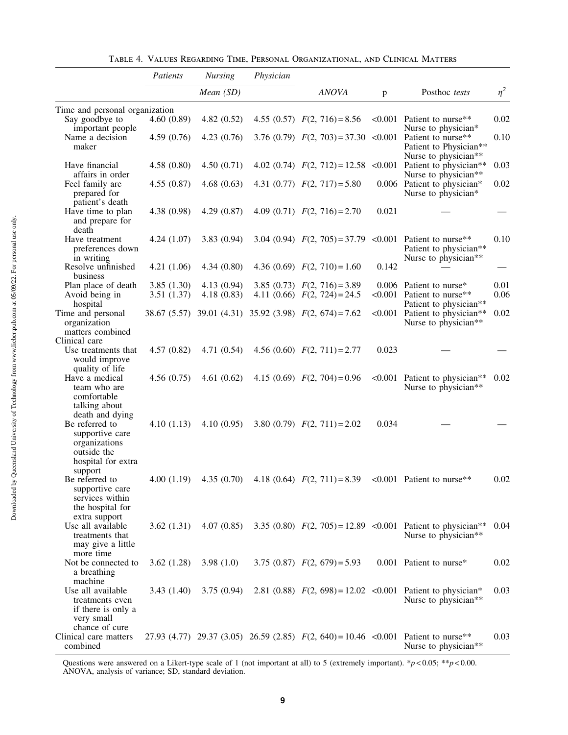Table 4. Values Regarding Time, Personal Organizational, and Clinical Matters

| | Patients | Nursing | Physician | | | | |
|---|---|---|---|---|---|---|---|
| | | Mean (SD) | | ANOVA | p | Posthoc tests | $\eta^2$ |
| Time and personal organization | | | | | | | |
| Say goodbye to important people | 4.60 (0.89) | 4.82 (0.52) | 4.55 (0.57) | $F(2, 716) = 8.56$ | <0.001 | Patient to nurse** Nurse to physician* | 0.02 |
| Name a decision maker | 4.59 (0.76) | 4.23 (0.76) | 3.76 (0.79) | $F(2, 703) = 37.30$ | <0.001 | Patient to nurse** Patient to Physician** Nurse to physician** | 0.10 |
| Have financial affairs in order | 4.58 (0.80) | 4.50 (0.71) | 4.02 (0.74) | $F(2, 712) = 12.58$ | <0.001 | Patient to physician** Nurse to physician** | 0.03 |
| Feel family are prepared for patient's death | 4.55 (0.87) | 4.68 (0.63) | 4.31 (0.77) | $F(2, 717) = 5.80$ | 0.006 | Patient to physician* Nurse to physician* | 0.02 |
| Have time to plan and prepare for death | 4.38 (0.98) | 4.29 (0.87) | 4.09 (0.71) | $F(2, 716) = 2.70$ | 0.021 | — | — |
| Have treatment preferences down in writing | 4.24 (1.07) | 3.83 (0.94) | 3.04 (0.94) | $F(2, 705) = 37.79$ | <0.001 | Patient to nurse** Patient to physician** Nurse to physician** | 0.10 |
| Resolve unfinished business | 4.21 (1.06) | 4.34 (0.80) | 4.36 (0.69) | $F(2, 710) = 1.60$ | 0.142 | — | — |
| Plan place of death | 3.85 (1.30) | 4.13 (0.94) | 3.85 (0.73) | $F(2, 716) = 3.89$ | 0.006 | Patient to nurse* | 0.01 |
| Avoid being in hospital | 3.51 (1.37) | 4.18 (0.83) | 4.11 (0.66) | $F(2, 724) = 24.5$ | <0.001 | Patient to nurse** Patient to physician** | 0.06 |
| Time and personal organization matters combined | 38.67 (5.57) | 39.01 (4.31) | 35.92 (3.98) | $F(2, 674) = 7.62$ | <0.001 | Patient to physician** Nurse to physician** | 0.02 |
| Clinical care | | | | | | | |
| Use treatments that would improve quality of life | 4.57 (0.82) | 4.71 (0.54) | 4.56 (0.60) | $F(2, 711) = 2.77$ | 0.023 | — | — |
| Have a medical team who are comfortable talking about death and dying | 4.56 (0.75) | 4.61 (0.62) | 4.15 (0.69) | $F(2, 704) = 0.96$ | <0.001 | Patient to physician** Nurse to physician** | 0.02 |
| Be referred to supportive care organizations outside the hospital for extra support | 4.10 (1.13) | 4.10 (0.95) | 3.80 (0.79) | $F(2, 711) = 2.02$ | 0.034 | — | — |
| Be referred to supportive care services within the hospital for extra support | 4.00 (1.19) | 4.35 (0.70) | 4.18 (0.64) | $F(2, 711) = 8.39$ | <0.001 | Patient to nurse** | 0.02 |
| Use all available treatments that may give a little more time | 3.62 (1.31) | 4.07 (0.85) | 3.35 (0.80) | $F(2, 705) = 12.89$ | <0.001 | Patient to physician** Nurse to physician** | 0.04 |
| Not be connected to a breathing machine | 3.62 (1.28) | 3.98 (1.0) | 3.75 (0.87) | $F(2, 679) = 5.93$ | 0.001 | Patient to nurse* | 0.02 |
| Use all available treatments even if there is only a very small chance of cure | 3.43 (1.40) | 3.75 (0.94) | 2.81 (0.88) | $F(2, 698) = 12.02$ | <0.001 | Patient to physician* Nurse to physician** | 0.03 |
| Clinical care matters combined | 27.93 (4.77) | 29.37 (3.05) | 26.59 (2.85) | $F(2, 640) = 10.46$ | <0.001 | Patient to nurse** Nurse to physician** | 0.03 |

Questions were answered on a Likert-type scale of 1 (not important at all) to 5 (extremely important). *$p < 0.05$; **$p < 0.00$.
ANOVA, analysis of variance; SD, standard deviation.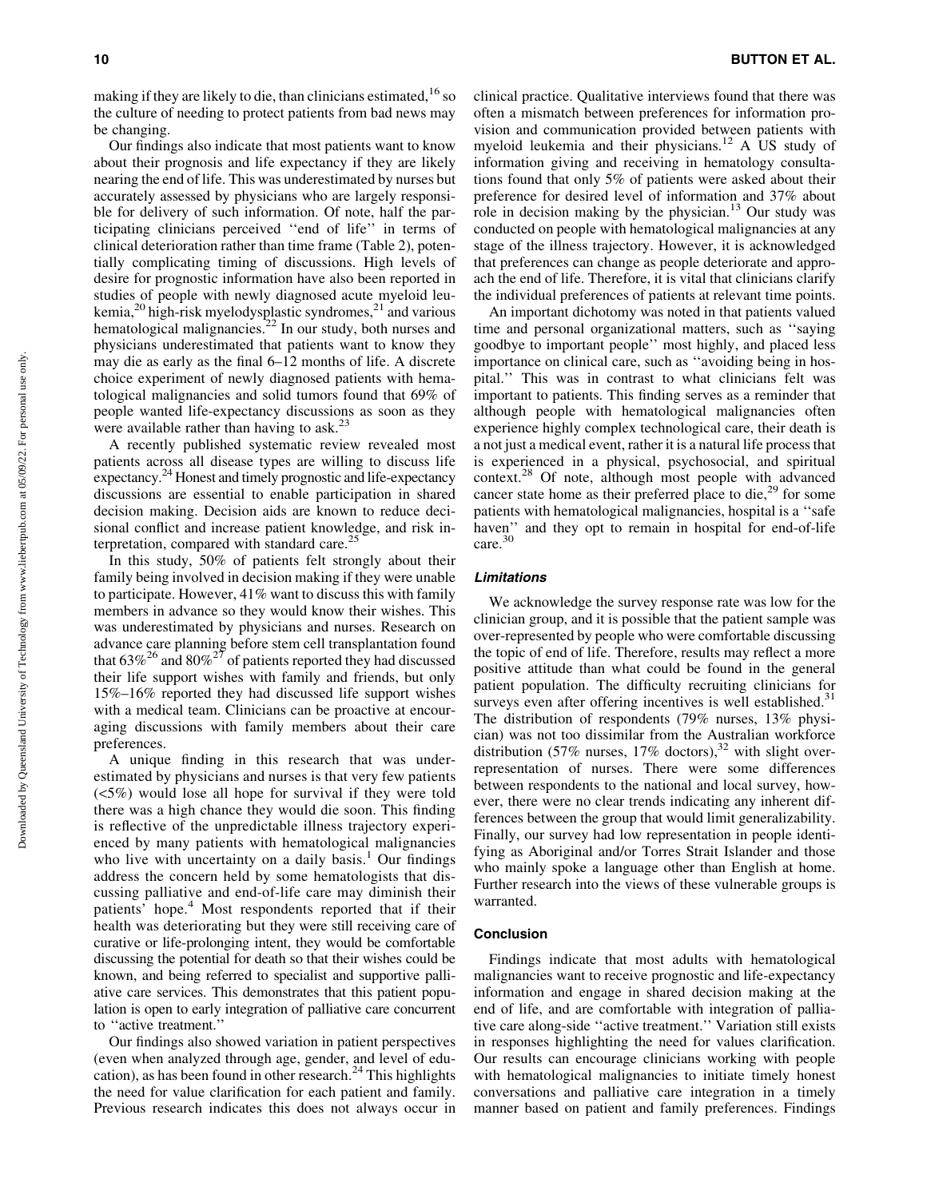making if they are likely to die, than clinicians estimated,[16] so the culture of needing to protect patients from bad news may be changing.

Our findings also indicate that most patients want to know about their prognosis and life expectancy if they are likely nearing the end of life. This was underestimated by nurses but accurately assessed by physicians who are largely responsible for delivery of such information. Of note, half the participating clinicians perceived ''end of life'' in terms of clinical deterioration rather than time frame (Table 2), potentially complicating timing of discussions. High levels of desire for prognostic information have also been reported in studies of people with newly diagnosed acute myeloid leukemia,[20] high-risk myelodysplastic syndromes,[21] and various hematological malignancies.[22] In our study, both nurses and physicians underestimated that patients want to know they may die as early as the final 6–12 months of life. A discrete choice experiment of newly diagnosed patients with hematological malignancies and solid tumors found that 69% of people wanted life-expectancy discussions as soon as they were available rather than having to ask.[23]

A recently published systematic review revealed most patients across all disease types are willing to discuss life expectancy.[24] Honest and timely prognostic and life-expectancy discussions are essential to enable participation in shared decision making. Decision aids are known to reduce decisional conflict and increase patient knowledge, and risk interpretation, compared with standard care.[25]

In this study, 50% of patients felt strongly about their family being involved in decision making if they were unable to participate. However, 41% want to discuss this with family members in advance so they would know their wishes. This was underestimated by physicians and nurses. Research on advance care planning before stem cell transplantation found that 63%[26] and 80%[27] of patients reported they had discussed their life support wishes with family and friends, but only 15%–16% reported they had discussed life support wishes with a medical team. Clinicians can be proactive at encouraging discussions with family members about their care preferences.

A unique finding in this research that was underestimated by physicians and nurses is that very few patients (<5%) would lose all hope for survival if they were told there was a high chance they would die soon. This finding is reflective of the unpredictable illness trajectory experienced by many patients with hematological malignancies who live with uncertainty on a daily basis.[1] Our findings address the concern held by some hematologists that discussing palliative and end-of-life care may diminish their patients' hope.[4] Most respondents reported that if their health was deteriorating but they were still receiving care of curative or life-prolonging intent, they would be comfortable discussing the potential for death so that their wishes could be known, and being referred to specialist and supportive palliative care services. This demonstrates that this patient population is open to early integration of palliative care concurrent to ''active treatment.''

Our findings also showed variation in patient perspectives (even when analyzed through age, gender, and level of education), as has been found in other research.[24] This highlights the need for value clarification for each patient and family. Previous research indicates this does not always occur in clinical practice. Qualitative interviews found that there was often a mismatch between preferences for information provision and communication provided between patients with myeloid leukemia and their physicians.[12] A US study of information giving and receiving in hematology consultations found that only 5% of patients were asked about their preference for desired level of information and 37% about role in decision making by the physician.[13] Our study was conducted on people with hematological malignancies at any stage of the illness trajectory. However, it is acknowledged that preferences can change as people deteriorate and approach the end of life. Therefore, it is vital that clinicians clarify the individual preferences of patients at relevant time points.

An important dichotomy was noted in that patients valued time and personal organizational matters, such as ''saying goodbye to important people'' most highly, and placed less importance on clinical care, such as ''avoiding being in hospital.'' This was in contrast to what clinicians felt was important to patients. This finding serves as a reminder that although people with hematological malignancies often experience highly complex technological care, their death is a not just a medical event, rather it is a natural life process that is experienced in a physical, psychosocial, and spiritual context.[28] Of note, although most people with advanced cancer state home as their preferred place to die,[29] for some patients with hematological malignancies, hospital is a ''safe haven'' and they opt to remain in hospital for end-of-life care.[30]

### Limitations

We acknowledge the survey response rate was low for the clinician group, and it is possible that the patient sample was over-represented by people who were comfortable discussing the topic of end of life. Therefore, results may reflect a more positive attitude than what could be found in the general patient population. The difficulty recruiting clinicians for surveys even after offering incentives is well established.[31] The distribution of respondents (79% nurses, 13% physician) was not too dissimilar from the Australian workforce distribution (57% nurses, 17% doctors),[32] with slight over-representation of nurses. There were some differences between respondents to the national and local survey, however, there were no clear trends indicating any inherent differences between the group that would limit generalizability. Finally, our survey had low representation in people identifying as Aboriginal and/or Torres Strait Islander and those who mainly spoke a language other than English at home. Further research into the views of these vulnerable groups is warranted.

## Conclusion

Findings indicate that most adults with hematological malignancies want to receive prognostic and life-expectancy information and engage in shared decision making at the end of life, and are comfortable with integration of palliative care along-side ''active treatment.'' Variation still exists in responses highlighting the need for values clarification. Our results can encourage clinicians working with people with hematological malignancies to initiate timely honest conversations and palliative care integration in a timely manner based on patient and family preferences. Findings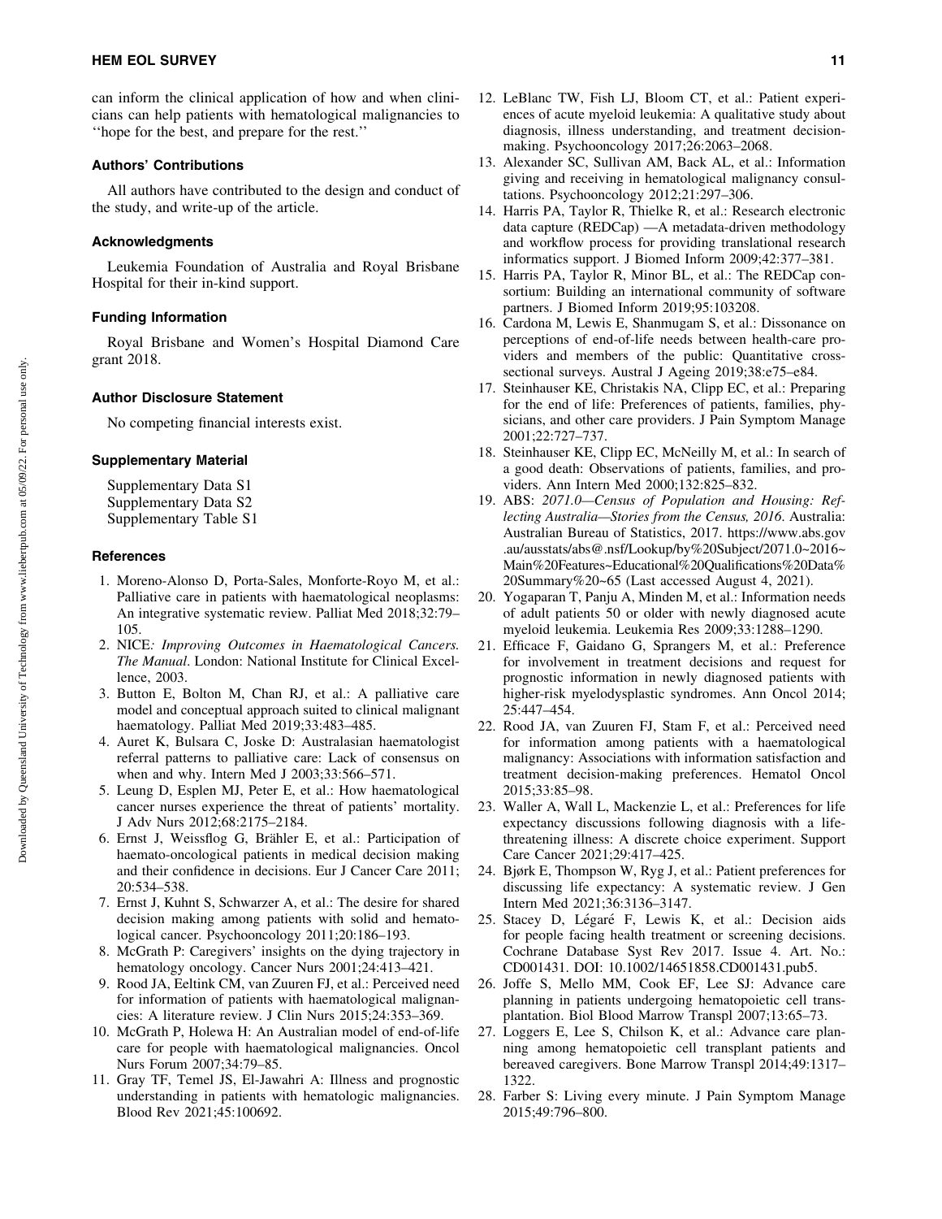can inform the clinical application of how and when clinicians can help patients with hematological malignancies to ''hope for the best, and prepare for the rest.''

### Authors' Contributions

All authors have contributed to the design and conduct of the study, and write-up of the article.

### Acknowledgments

Leukemia Foundation of Australia and Royal Brisbane Hospital for their in-kind support.

### Funding Information

Royal Brisbane and Women's Hospital Diamond Care grant 2018.

### Author Disclosure Statement

No competing financial interests exist.

### Supplementary Material

Supplementary Data S1
Supplementary Data S2
Supplementary Table S1

### References

1. Moreno-Alonso D, Porta-Sales, Monforte-Royo M, et al.: Palliative care in patients with haematological neoplasms: An integrative systematic review. Palliat Med 2018;32:79–105.
2. NICE*: Improving Outcomes in Haematological Cancers. The Manual*. London: National Institute for Clinical Excellence, 2003.
3. Button E, Bolton M, Chan RJ, et al.: A palliative care model and conceptual approach suited to clinical malignant haematology. Palliat Med 2019;33:483–485.
4. Auret K, Bulsara C, Joske D: Australasian haematologist referral patterns to palliative care: Lack of consensus on when and why. Intern Med J 2003;33:566–571.
5. Leung D, Esplen MJ, Peter E, et al.: How haematological cancer nurses experience the threat of patients' mortality. J Adv Nurs 2012;68:2175–2184.
6. Ernst J, Weissflog G, Brähler E, et al.: Participation of haemato-oncological patients in medical decision making and their confidence in decisions. Eur J Cancer Care 2011; 20:534–538.
7. Ernst J, Kuhnt S, Schwarzer A, et al.: The desire for shared decision making among patients with solid and hematological cancer. Psychooncology 2011;20:186–193.
8. McGrath P: Caregivers' insights on the dying trajectory in hematology oncology. Cancer Nurs 2001;24:413–421.
9. Rood JA, Eeltink CM, van Zuuren FJ, et al.: Perceived need for information of patients with haematological malignancies: A literature review. J Clin Nurs 2015;24:353–369.
10. McGrath P, Holewa H: An Australian model of end-of-life care for people with haematological malignancies. Oncol Nurs Forum 2007;34:79–85.
11. Gray TF, Temel JS, El-Jawahri A: Illness and prognostic understanding in patients with hematologic malignancies. Blood Rev 2021;45:100692.
12. LeBlanc TW, Fish LJ, Bloom CT, et al.: Patient experiences of acute myeloid leukemia: A qualitative study about diagnosis, illness understanding, and treatment decision-making. Psychooncology 2017;26:2063–2068.
13. Alexander SC, Sullivan AM, Back AL, et al.: Information giving and receiving in hematological malignancy consultations. Psychooncology 2012;21:297–306.
14. Harris PA, Taylor R, Thielke R, et al.: Research electronic data capture (REDCap) —A metadata-driven methodology and workflow process for providing translational research informatics support. J Biomed Inform 2009;42:377–381.
15. Harris PA, Taylor R, Minor BL, et al.: The REDCap consortium: Building an international community of software partners. J Biomed Inform 2019;95:103208.
16. Cardona M, Lewis E, Shanmugam S, et al.: Dissonance on perceptions of end-of-life needs between health-care providers and members of the public: Quantitative cross-sectional surveys. Austral J Ageing 2019;38:e75–e84.
17. Steinhauser KE, Christakis NA, Clipp EC, et al.: Preparing for the end of life: Preferences of patients, families, physicians, and other care providers. J Pain Symptom Manage 2001;22:727–737.
18. Steinhauser KE, Clipp EC, McNeilly M, et al.: In search of a good death: Observations of patients, families, and providers. Ann Intern Med 2000;132:825–832.
19. ABS: *2071.0—Census of Population and Housing: Reflecting Australia—Stories from the Census, 2016*. Australia: Australian Bureau of Statistics, 2017. https://www.abs.gov.au/ausstats/abs@.nsf/Lookup/by%20Subject/2071.0~2016~Main%20Features~Educational%20Qualifications%20Data%20Summary%20~65 (Last accessed August 4, 2021).
20. Yogaparan T, Panju A, Minden M, et al.: Information needs of adult patients 50 or older with newly diagnosed acute myeloid leukemia. Leukemia Res 2009;33:1288–1290.
21. Efficace F, Gaidano G, Sprangers M, et al.: Preference for involvement in treatment decisions and request for prognostic information in newly diagnosed patients with higher-risk myelodysplastic syndromes. Ann Oncol 2014; 25:447–454.
22. Rood JA, van Zuuren FJ, Stam F, et al.: Perceived need for information among patients with a haematological malignancy: Associations with information satisfaction and treatment decision-making preferences. Hematol Oncol 2015;33:85–98.
23. Waller A, Wall L, Mackenzie L, et al.: Preferences for life expectancy discussions following diagnosis with a life-threatening illness: A discrete choice experiment. Support Care Cancer 2021;29:417–425.
24. Bjørk E, Thompson W, Ryg J, et al.: Patient preferences for discussing life expectancy: A systematic review. J Gen Intern Med 2021;36:3136–3147.
25. Stacey D, Légaré F, Lewis K, et al.: Decision aids for people facing health treatment or screening decisions. Cochrane Database Syst Rev 2017. Issue 4. Art. No.: CD001431. DOI: 10.1002/14651858.CD001431.pub5.
26. Joffe S, Mello MM, Cook EF, Lee SJ: Advance care planning in patients undergoing hematopoietic cell transplantation. Biol Blood Marrow Transpl 2007;13:65–73.
27. Loggers E, Lee S, Chilson K, et al.: Advance care planning among hematopoietic cell transplant patients and bereaved caregivers. Bone Marrow Transpl 2014;49:1317–1322.
28. Farber S: Living every minute. J Pain Symptom Manage 2015;49:796–800.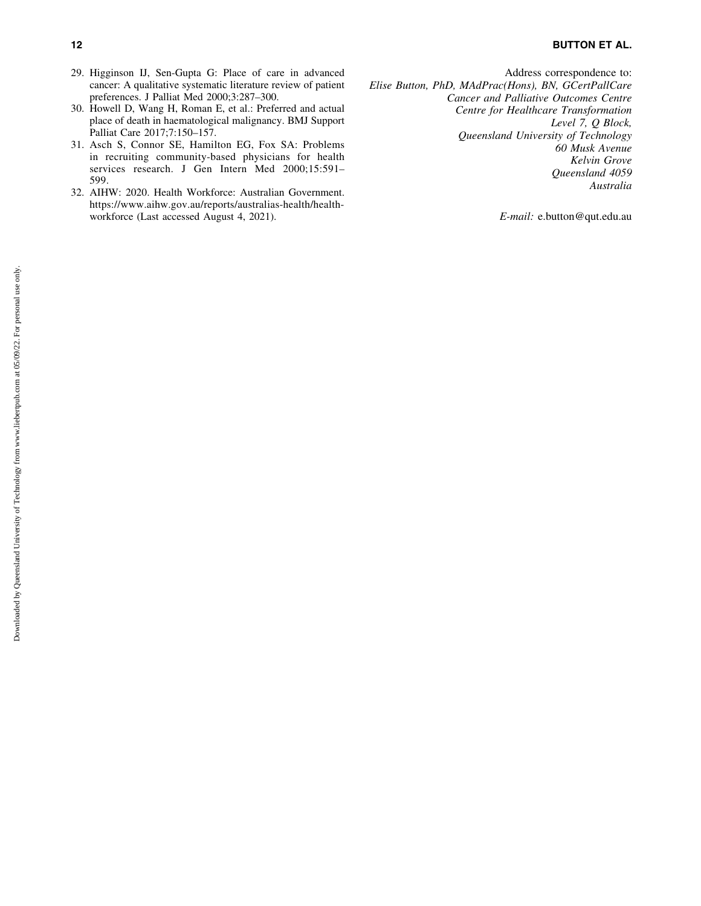29. Higginson IJ, Sen-Gupta G: Place of care in advanced cancer: A qualitative systematic literature review of patient preferences. J Palliat Med 2000;3:287–300.
30. Howell D, Wang H, Roman E, et al.: Preferred and actual place of death in haematological malignancy. BMJ Support Palliat Care 2017;7:150–157.
31. Asch S, Connor SE, Hamilton EG, Fox SA: Problems in recruiting community-based physicians for health services research. J Gen Intern Med 2000;15:591–599.
32. AIHW: 2020. Health Workforce: Australian Government. https://www.aihw.gov.au/reports/australias-health/health-workforce (Last accessed August 4, 2021).

Address correspondence to:
*Elise Button, PhD, MAdPrac(Hons), BN, GCertPallCare*
*Cancer and Palliative Outcomes Centre*
*Centre for Healthcare Transformation*
*Level 7, Q Block,*
*Queensland University of Technology*
*60 Musk Avenue*
*Kelvin Grove*
*Queensland 4059*
*Australia*

*E-mail:* e.button@qut.edu.au